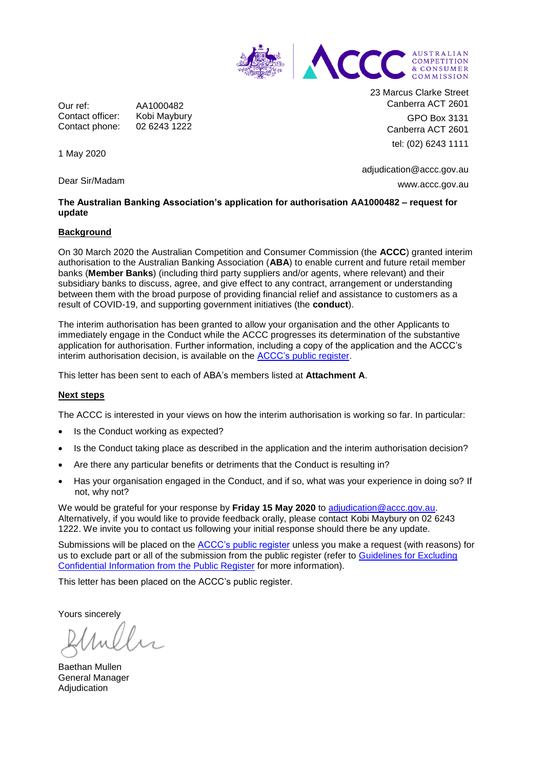AUSTRALIAN COMPETITION & CONSUMER COMMISSION

23 Marcus Clarke Street
Canberra ACT 2601

GPO Box 3131
Canberra ACT 2601

tel: (02) 6243 1111

adjudication@accc.gov.au

www.accc.gov.au

Our ref: AA1000482
Contact officer: Kobi Maybury
Contact phone: 02 6243 1222

1 May 2020

Dear Sir/Madam

**The Australian Banking Association's application for authorisation AA1000482 – request for update**

**Background**

On 30 March 2020 the Australian Competition and Consumer Commission (the **ACCC**) granted interim authorisation to the Australian Banking Association (**ABA**) to enable current and future retail member banks (**Member Banks**) (including third party suppliers and/or agents, where relevant) and their subsidiary banks to discuss, agree, and give effect to any contract, arrangement or understanding between them with the broad purpose of providing financial relief and assistance to customers as a result of COVID-19, and supporting government initiatives (the **conduct**).

The interim authorisation has been granted to allow your organisation and the other Applicants to immediately engage in the Conduct while the ACCC progresses its determination of the substantive application for authorisation. Further information, including a copy of the application and the ACCC's interim authorisation decision, is available on the ACCC's public register.

This letter has been sent to each of ABA's members listed at **Attachment A**.

**Next steps**

The ACCC is interested in your views on how the interim authorisation is working so far. In particular:

- Is the Conduct working as expected?
- Is the Conduct taking place as described in the application and the interim authorisation decision?
- Are there any particular benefits or detriments that the Conduct is resulting in?
- Has your organisation engaged in the Conduct, and if so, what was your experience in doing so? If not, why not?

We would be grateful for your response by **Friday 15 May 2020** to adjudication@accc.gov.au. Alternatively, if you would like to provide feedback orally, please contact Kobi Maybury on 02 6243 1222. We invite you to contact us following your initial response should there be any update.

Submissions will be placed on the ACCC's public register unless you make a request (with reasons) for us to exclude part or all of the submission from the public register (refer to Guidelines for Excluding Confidential Information from the Public Register for more information).

This letter has been placed on the ACCC's public register.

Yours sincerely

Baethan Mullen
General Manager
Adjudication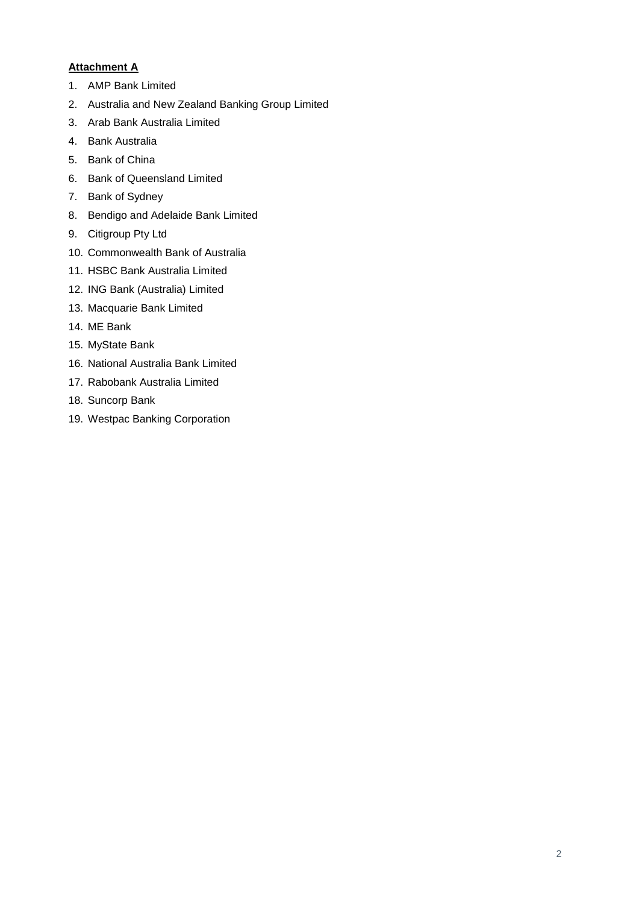**Attachment A**

1. AMP Bank Limited
2. Australia and New Zealand Banking Group Limited
3. Arab Bank Australia Limited
4. Bank Australia
5. Bank of China
6. Bank of Queensland Limited
7. Bank of Sydney
8. Bendigo and Adelaide Bank Limited
9. Citigroup Pty Ltd
10. Commonwealth Bank of Australia
11. HSBC Bank Australia Limited
12. ING Bank (Australia) Limited
13. Macquarie Bank Limited
14. ME Bank
15. MyState Bank
16. National Australia Bank Limited
17. Rabobank Australia Limited
18. Suncorp Bank
19. Westpac Banking Corporation